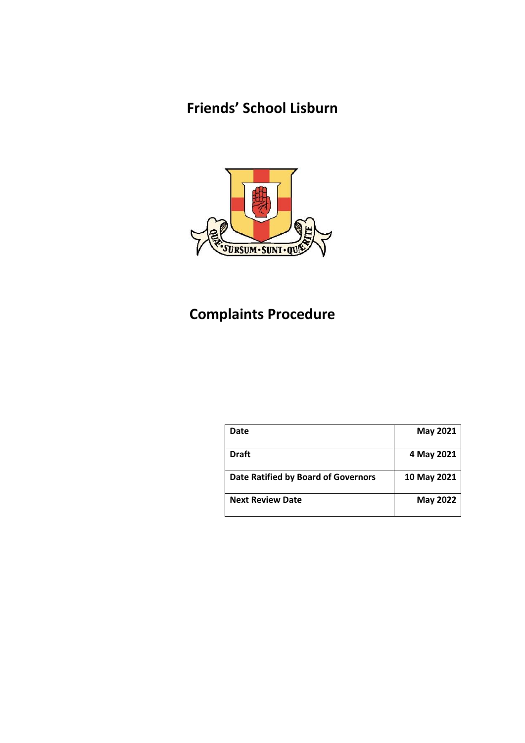# Friends' School Lisburn

# Complaints Procedure

| Date | May 2021 |
|---|---|
| Draft | 4 May 2021 |
| Date Ratified by Board of Governors | 10 May 2021 |
| Next Review Date | May 2022 |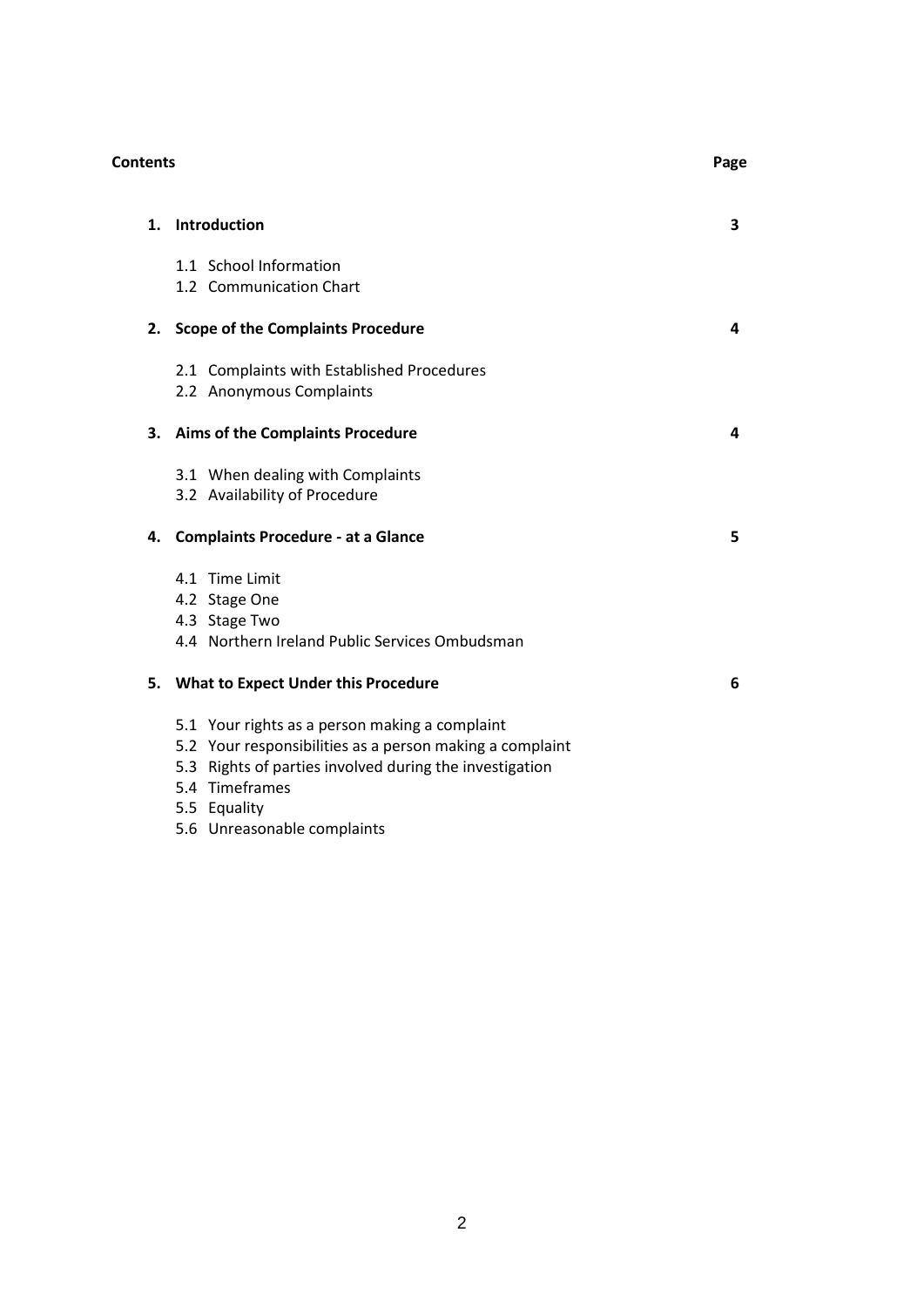**Contents** **Page**

| | | Page |
|---|---|---|
| **1.** | **Introduction** | **3** |
| | 1.1 School Information | |
| | 1.2 Communication Chart | |
| **2.** | **Scope of the Complaints Procedure** | **4** |
| | 2.1 Complaints with Established Procedures | |
| | 2.2 Anonymous Complaints | |
| **3.** | **Aims of the Complaints Procedure** | **4** |
| | 3.1 When dealing with Complaints | |
| | 3.2 Availability of Procedure | |
| **4.** | **Complaints Procedure - at a Glance** | **5** |
| | 4.1 Time Limit | |
| | 4.2 Stage One | |
| | 4.3 Stage Two | |
| | 4.4 Northern Ireland Public Services Ombudsman | |
| **5.** | **What to Expect Under this Procedure** | **6** |
| | 5.1 Your rights as a person making a complaint | |
| | 5.2 Your responsibilities as a person making a complaint | |
| | 5.3 Rights of parties involved during the investigation | |
| | 5.4 Timeframes | |
| | 5.5 Equality | |
| | 5.6 Unreasonable complaints | |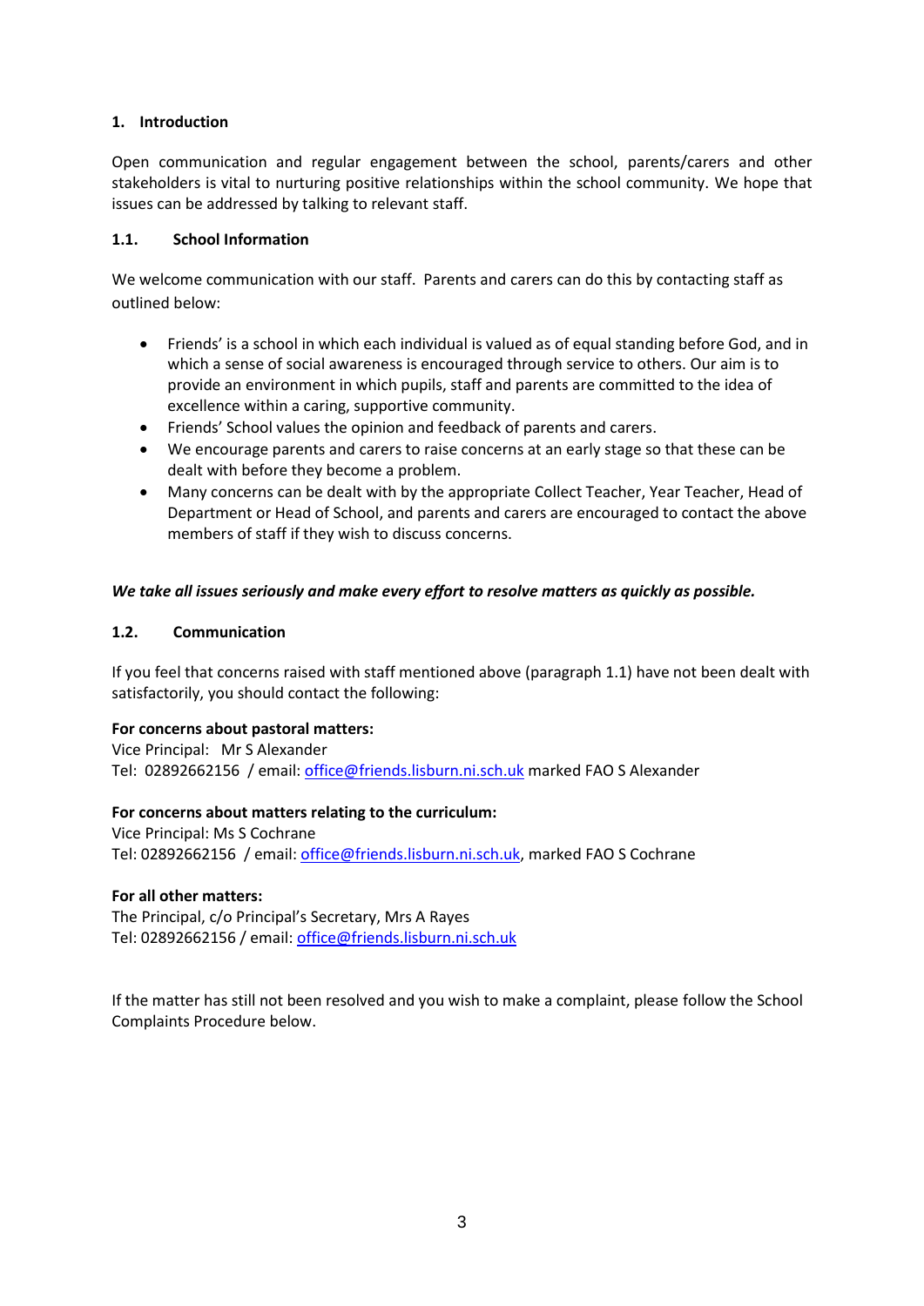## 1. Introduction

Open communication and regular engagement between the school, parents/carers and other stakeholders is vital to nurturing positive relationships within the school community. We hope that issues can be addressed by talking to relevant staff.

### 1.1. School Information

We welcome communication with our staff. Parents and carers can do this by contacting staff as outlined below:

- Friends' is a school in which each individual is valued as of equal standing before God, and in which a sense of social awareness is encouraged through service to others. Our aim is to provide an environment in which pupils, staff and parents are committed to the idea of excellence within a caring, supportive community.
- Friends' School values the opinion and feedback of parents and carers.
- We encourage parents and carers to raise concerns at an early stage so that these can be dealt with before they become a problem.
- Many concerns can be dealt with by the appropriate Collect Teacher, Year Teacher, Head of Department or Head of School, and parents and carers are encouraged to contact the above members of staff if they wish to discuss concerns.

***We take all issues seriously and make every effort to resolve matters as quickly as possible.***

### 1.2. Communication

If you feel that concerns raised with staff mentioned above (paragraph 1.1) have not been dealt with satisfactorily, you should contact the following:

**For concerns about pastoral matters:**
Vice Principal: Mr S Alexander
Tel: 02892662156 / email: office@friends.lisburn.ni.sch.uk marked FAO S Alexander

**For concerns about matters relating to the curriculum:**
Vice Principal: Ms S Cochrane
Tel: 02892662156 / email: office@friends.lisburn.ni.sch.uk, marked FAO S Cochrane

**For all other matters:**
The Principal, c/o Principal's Secretary, Mrs A Rayes
Tel: 02892662156 / email: office@friends.lisburn.ni.sch.uk

If the matter has still not been resolved and you wish to make a complaint, please follow the School Complaints Procedure below.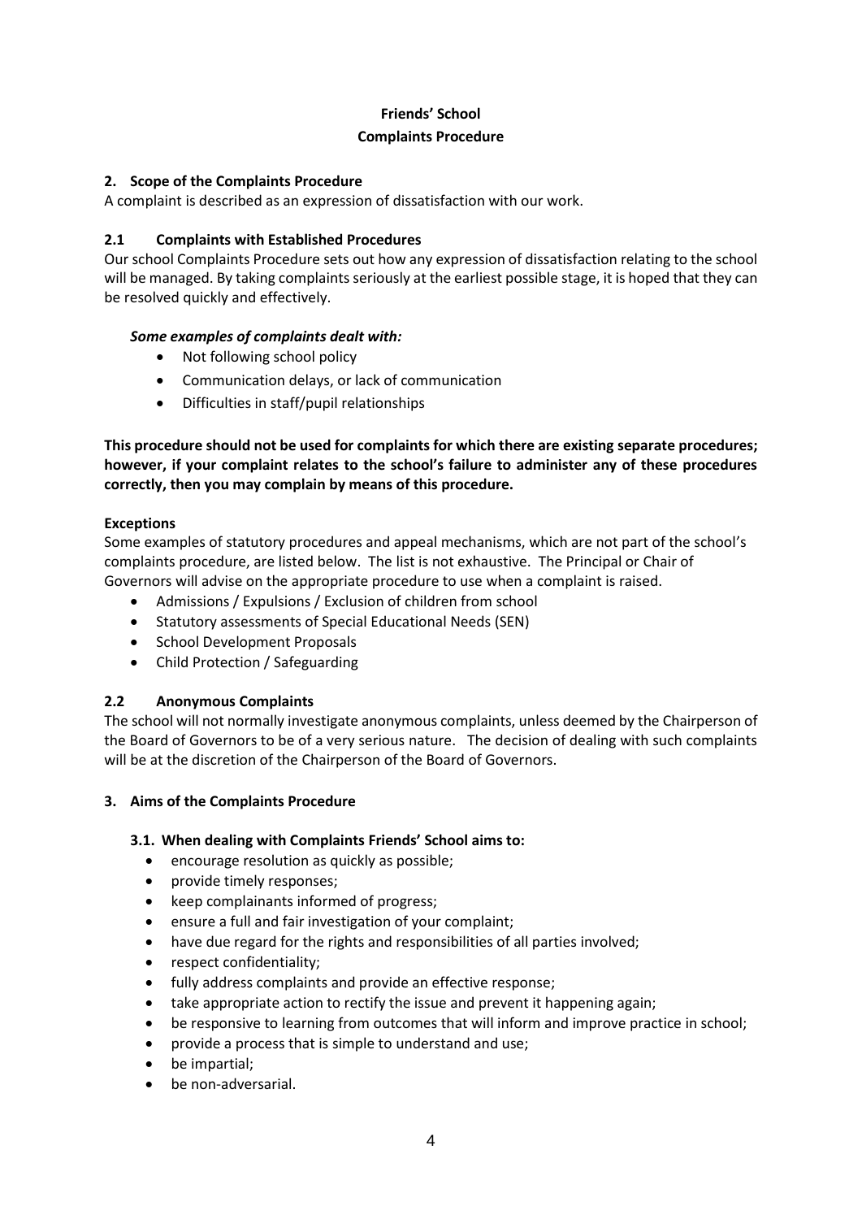**Friends' School**

**Complaints Procedure**

## 2. Scope of the Complaints Procedure

A complaint is described as an expression of dissatisfaction with our work.

### 2.1 Complaints with Established Procedures

Our school Complaints Procedure sets out how any expression of dissatisfaction relating to the school will be managed. By taking complaints seriously at the earliest possible stage, it is hoped that they can be resolved quickly and effectively.

***Some examples of complaints dealt with:***

- Not following school policy
- Communication delays, or lack of communication
- Difficulties in staff/pupil relationships

**This procedure should not be used for complaints for which there are existing separate procedures; however, if your complaint relates to the school's failure to administer any of these procedures correctly, then you may complain by means of this procedure.**

**Exceptions**

Some examples of statutory procedures and appeal mechanisms, which are not part of the school's complaints procedure, are listed below. The list is not exhaustive. The Principal or Chair of Governors will advise on the appropriate procedure to use when a complaint is raised.

- Admissions / Expulsions / Exclusion of children from school
- Statutory assessments of Special Educational Needs (SEN)
- School Development Proposals
- Child Protection / Safeguarding

### 2.2 Anonymous Complaints

The school will not normally investigate anonymous complaints, unless deemed by the Chairperson of the Board of Governors to be of a very serious nature. The decision of dealing with such complaints will be at the discretion of the Chairperson of the Board of Governors.

## 3. Aims of the Complaints Procedure

### 3.1. When dealing with Complaints Friends' School aims to:

- encourage resolution as quickly as possible;
- provide timely responses;
- keep complainants informed of progress;
- ensure a full and fair investigation of your complaint;
- have due regard for the rights and responsibilities of all parties involved;
- respect confidentiality;
- fully address complaints and provide an effective response;
- take appropriate action to rectify the issue and prevent it happening again;
- be responsive to learning from outcomes that will inform and improve practice in school;
- provide a process that is simple to understand and use;
- be impartial;
- be non-adversarial.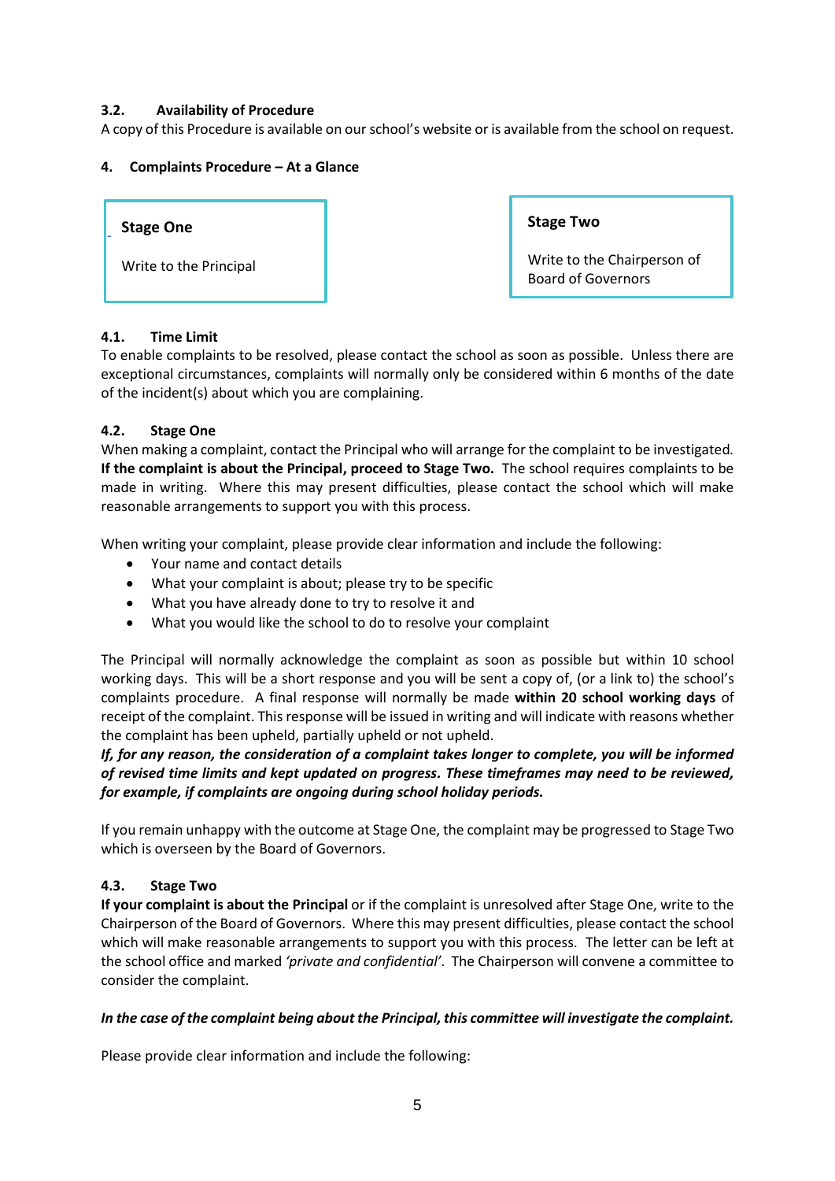### 3.2. Availability of Procedure

A copy of this Procedure is available on our school's website or is available from the school on request.

### 4. Complaints Procedure – At a Glance

| Stage One | Stage Two |
| --- | --- |
| Write to the Principal | Write to the Chairperson of Board of Governors |

### 4.1. Time Limit

To enable complaints to be resolved, please contact the school as soon as possible. Unless there are exceptional circumstances, complaints will normally only be considered within 6 months of the date of the incident(s) about which you are complaining.

### 4.2. Stage One

When making a complaint, contact the Principal who will arrange for the complaint to be investigated. **If the complaint is about the Principal, proceed to Stage Two.** The school requires complaints to be made in writing. Where this may present difficulties, please contact the school which will make reasonable arrangements to support you with this process.

When writing your complaint, please provide clear information and include the following:

- Your name and contact details
- What your complaint is about; please try to be specific
- What you have already done to try to resolve it and
- What you would like the school to do to resolve your complaint

The Principal will normally acknowledge the complaint as soon as possible but within 10 school working days. This will be a short response and you will be sent a copy of, (or a link to) the school's complaints procedure. A final response will normally be made **within 20 school working days** of receipt of the complaint. This response will be issued in writing and will indicate with reasons whether the complaint has been upheld, partially upheld or not upheld.

***If, for any reason, the consideration of a complaint takes longer to complete, you will be informed of revised time limits and kept updated on progress. These timeframes may need to be reviewed, for example, if complaints are ongoing during school holiday periods.***

If you remain unhappy with the outcome at Stage One, the complaint may be progressed to Stage Two which is overseen by the Board of Governors.

### 4.3. Stage Two

**If your complaint is about the Principal** or if the complaint is unresolved after Stage One, write to the Chairperson of the Board of Governors. Where this may present difficulties, please contact the school which will make reasonable arrangements to support you with this process. The letter can be left at the school office and marked *'private and confidential'*. The Chairperson will convene a committee to consider the complaint.

***In the case of the complaint being about the Principal, this committee will investigate the complaint.***

Please provide clear information and include the following: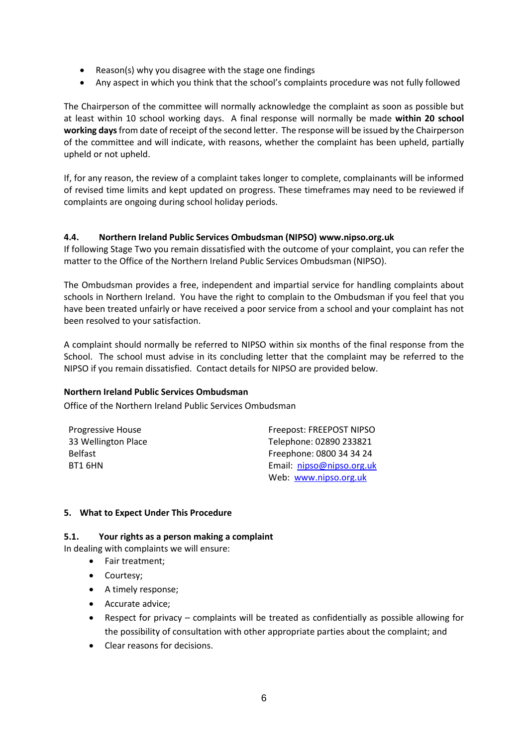- Reason(s) why you disagree with the stage one findings
- Any aspect in which you think that the school's complaints procedure was not fully followed

The Chairperson of the committee will normally acknowledge the complaint as soon as possible but at least within 10 school working days. A final response will normally be made **within 20 school working days** from date of receipt of the second letter. The response will be issued by the Chairperson of the committee and will indicate, with reasons, whether the complaint has been upheld, partially upheld or not upheld.

If, for any reason, the review of a complaint takes longer to complete, complainants will be informed of revised time limits and kept updated on progress. These timeframes may need to be reviewed if complaints are ongoing during school holiday periods.

### 4.4. Northern Ireland Public Services Ombudsman (NIPSO) www.nipso.org.uk

If following Stage Two you remain dissatisfied with the outcome of your complaint, you can refer the matter to the Office of the Northern Ireland Public Services Ombudsman (NIPSO).

The Ombudsman provides a free, independent and impartial service for handling complaints about schools in Northern Ireland. You have the right to complain to the Ombudsman if you feel that you have been treated unfairly or have received a poor service from a school and your complaint has not been resolved to your satisfaction.

A complaint should normally be referred to NIPSO within six months of the final response from the School. The school must advise in its concluding letter that the complaint may be referred to the NIPSO if you remain dissatisfied. Contact details for NIPSO are provided below.

**Northern Ireland Public Services Ombudsman**

Office of the Northern Ireland Public Services Ombudsman

Progressive House
33 Wellington Place
Belfast
BT1 6HN

Freepost: FREEPOST NIPSO
Telephone: 02890 233821
Freephone: 0800 34 34 24
Email: nipso@nipso.org.uk
Web: www.nipso.org.uk

## 5. What to Expect Under This Procedure

### 5.1. Your rights as a person making a complaint

In dealing with complaints we will ensure:

- Fair treatment;
- Courtesy;
- A timely response;
- Accurate advice;
- Respect for privacy – complaints will be treated as confidentially as possible allowing for the possibility of consultation with other appropriate parties about the complaint; and
- Clear reasons for decisions.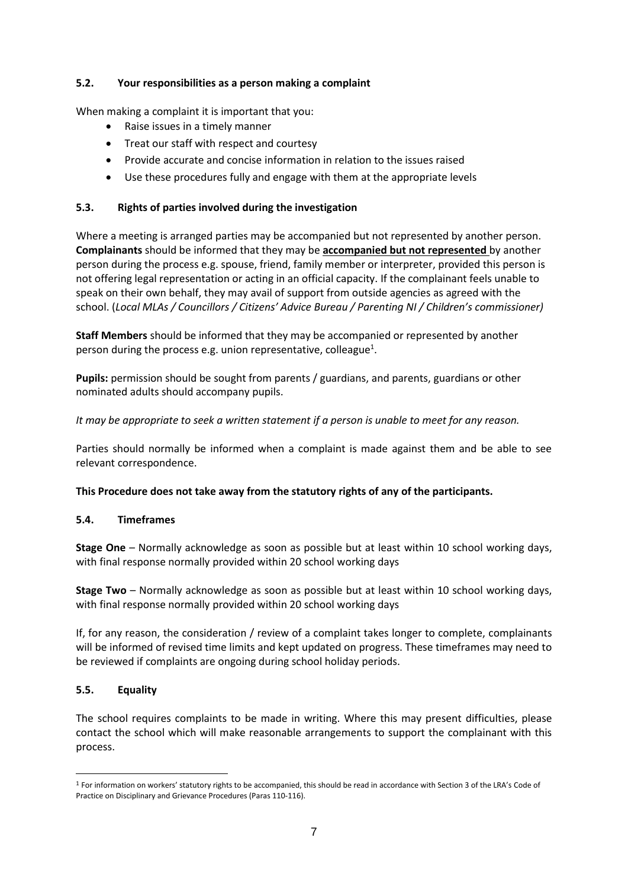### 5.2. Your responsibilities as a person making a complaint

When making a complaint it is important that you:

- Raise issues in a timely manner
- Treat our staff with respect and courtesy
- Provide accurate and concise information in relation to the issues raised
- Use these procedures fully and engage with them at the appropriate levels

### 5.3. Rights of parties involved during the investigation

Where a meeting is arranged parties may be accompanied but not represented by another person. **Complainants** should be informed that they may be **accompanied but not represented** by another person during the process e.g. spouse, friend, family member or interpreter, provided this person is not offering legal representation or acting in an official capacity. If the complainant feels unable to speak on their own behalf, they may avail of support from outside agencies as agreed with the school. (*Local MLAs / Councillors / Citizens' Advice Bureau / Parenting NI / Children's commissioner)*

**Staff Members** should be informed that they may be accompanied or represented by another person during the process e.g. union representative, colleague[1].

**Pupils:** permission should be sought from parents / guardians, and parents, guardians or other nominated adults should accompany pupils.

*It may be appropriate to seek a written statement if a person is unable to meet for any reason.*

Parties should normally be informed when a complaint is made against them and be able to see relevant correspondence.

**This Procedure does not take away from the statutory rights of any of the participants.**

### 5.4. Timeframes

**Stage One** – Normally acknowledge as soon as possible but at least within 10 school working days, with final response normally provided within 20 school working days

**Stage Two** – Normally acknowledge as soon as possible but at least within 10 school working days, with final response normally provided within 20 school working days

If, for any reason, the consideration / review of a complaint takes longer to complete, complainants will be informed of revised time limits and kept updated on progress. These timeframes may need to be reviewed if complaints are ongoing during school holiday periods.

### 5.5. Equality

The school requires complaints to be made in writing. Where this may present difficulties, please contact the school which will make reasonable arrangements to support the complainant with this process.

---

[1] For information on workers' statutory rights to be accompanied, this should be read in accordance with Section 3 of the LRA's Code of Practice on Disciplinary and Grievance Procedures (Paras 110-116).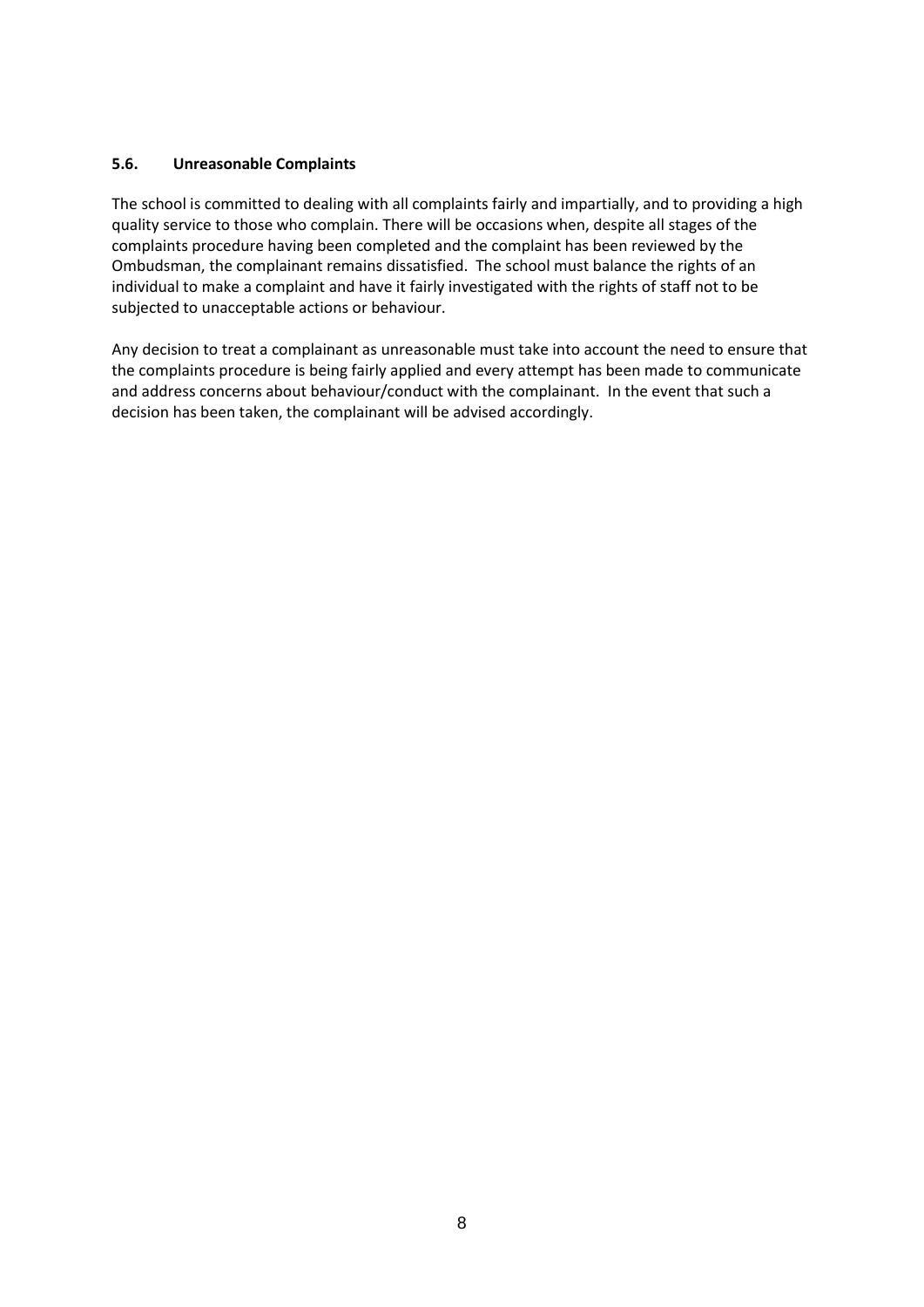### 5.6. Unreasonable Complaints

The school is committed to dealing with all complaints fairly and impartially, and to providing a high quality service to those who complain. There will be occasions when, despite all stages of the complaints procedure having been completed and the complaint has been reviewed by the Ombudsman, the complainant remains dissatisfied. The school must balance the rights of an individual to make a complaint and have it fairly investigated with the rights of staff not to be subjected to unacceptable actions or behaviour.

Any decision to treat a complainant as unreasonable must take into account the need to ensure that the complaints procedure is being fairly applied and every attempt has been made to communicate and address concerns about behaviour/conduct with the complainant. In the event that such a decision has been taken, the complainant will be advised accordingly.